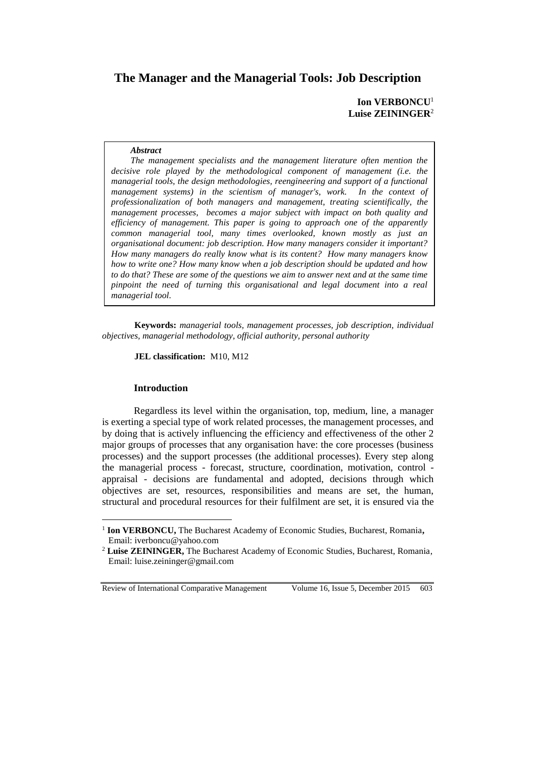# The Manager and the Managerial Tools: Job Description

**Ion VERBONCU**[1]
**Luise ZEININGER**[2]

> ***Abstract***
> *The management specialists and the management literature often mention the decisive role played by the methodological component of management (i.e. the managerial tools, the design methodologies, reengineering and support of a functional management systems) in the scientism of manager's, work. In the context of professionalization of both managers and management, treating scientifically, the management processes, becomes a major subject with impact on both quality and efficiency of management. This paper is going to approach one of the apparently common managerial tool, many times overlooked, known mostly as just an organisational document: job description. How many managers consider it important? How many managers do really know what is its content? How many managers know how to write one? How many know when a job description should be updated and how to do that? These are some of the questions we aim to answer next and at the same time pinpoint the need of turning this organisational and legal document into a real managerial tool.*

**Keywords:** *managerial tools, management processes, job description, individual objectives, managerial methodology, official authority, personal authority*

**JEL classification:** M10, M12

## Introduction

Regardless its level within the organisation, top, medium, line, a manager is exerting a special type of work related processes, the management processes, and by doing that is actively influencing the efficiency and effectiveness of the other 2 major groups of processes that any organisation have: the core processes (business processes) and the support processes (the additional processes). Every step along the managerial process - forecast, structure, coordination, motivation, control - appraisal - decisions are fundamental and adopted, decisions through which objectives are set, resources, responsibilities and means are set, the human, structural and procedural resources for their fulfilment are set, it is ensured via the

---

[1] **Ion VERBONCU,** The Bucharest Academy of Economic Studies, Bucharest, Romania**,** Email: iverboncu@yahoo.com

[2] **Luise ZEININGER,** The Bucharest Academy of Economic Studies, Bucharest, Romania, Email: luise.zeininger@gmail.com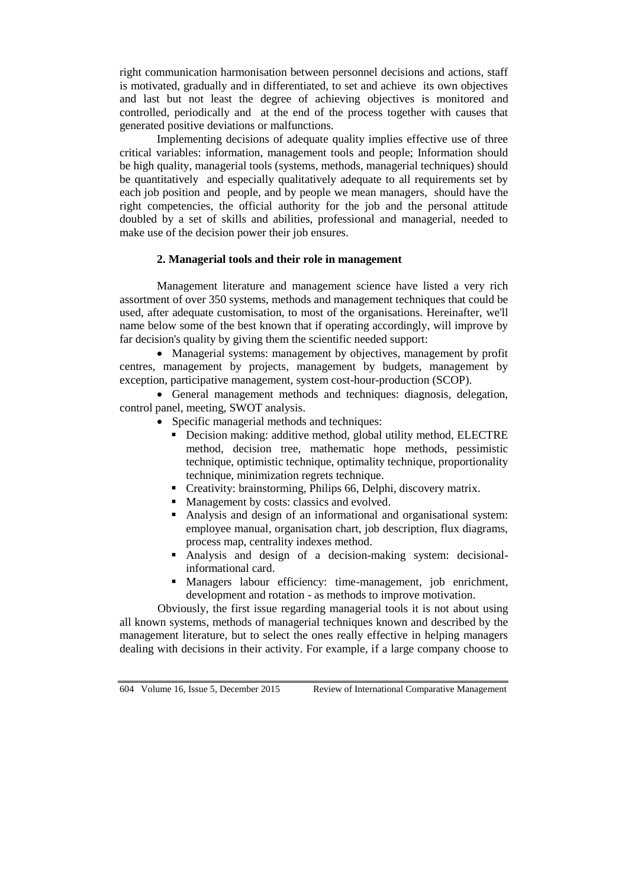right communication harmonisation between personnel decisions and actions, staff is motivated, gradually and in differentiated, to set and achieve its own objectives and last but not least the degree of achieving objectives is monitored and controlled, periodically and at the end of the process together with causes that generated positive deviations or malfunctions.

Implementing decisions of adequate quality implies effective use of three critical variables: information, management tools and people; Information should be high quality, managerial tools (systems, methods, managerial techniques) should be quantitatively and especially qualitatively adequate to all requirements set by each job position and people, and by people we mean managers, should have the right competencies, the official authority for the job and the personal attitude doubled by a set of skills and abilities, professional and managerial, needed to make use of the decision power their job ensures.

## 2. Managerial tools and their role in management

Management literature and management science have listed a very rich assortment of over 350 systems, methods and management techniques that could be used, after adequate customisation, to most of the organisations. Hereinafter, we'll name below some of the best known that if operating accordingly, will improve by far decision's quality by giving them the scientific needed support:

- Managerial systems: management by objectives, management by profit centres, management by projects, management by budgets, management by exception, participative management, system cost-hour-production (SCOP).
- General management methods and techniques: diagnosis, delegation, control panel, meeting, SWOT analysis.
- Specific managerial methods and techniques:
  - Decision making: additive method, global utility method, ELECTRE method, decision tree, mathematic hope methods, pessimistic technique, optimistic technique, optimality technique, proportionality technique, minimization regrets technique.
  - Creativity: brainstorming, Philips 66, Delphi, discovery matrix.
  - Management by costs: classics and evolved.
  - Analysis and design of an informational and organisational system: employee manual, organisation chart, job description, flux diagrams, process map, centrality indexes method.
  - Analysis and design of a decision-making system: decisional-informational card.
  - Managers labour efficiency: time-management, job enrichment, development and rotation - as methods to improve motivation.

Obviously, the first issue regarding managerial tools it is not about using all known systems, methods of managerial techniques known and described by the management literature, but to select the ones really effective in helping managers dealing with decisions in their activity. For example, if a large company choose to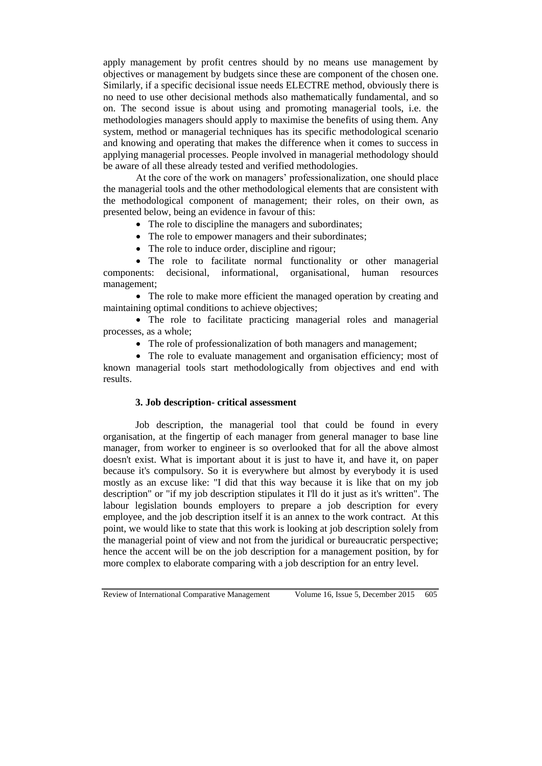apply management by profit centres should by no means use management by objectives or management by budgets since these are component of the chosen one. Similarly, if a specific decisional issue needs ELECTRE method, obviously there is no need to use other decisional methods also mathematically fundamental, and so on. The second issue is about using and promoting managerial tools, i.e. the methodologies managers should apply to maximise the benefits of using them. Any system, method or managerial techniques has its specific methodological scenario and knowing and operating that makes the difference when it comes to success in applying managerial processes. People involved in managerial methodology should be aware of all these already tested and verified methodologies.

At the core of the work on managers' professionalization, one should place the managerial tools and the other methodological elements that are consistent with the methodological component of management; their roles, on their own, as presented below, being an evidence in favour of this:

- The role to discipline the managers and subordinates;
- The role to empower managers and their subordinates;
- The role to induce order, discipline and rigour;
- The role to facilitate normal functionality or other managerial components: decisional, informational, organisational, human resources management;
- The role to make more efficient the managed operation by creating and maintaining optimal conditions to achieve objectives;
- The role to facilitate practicing managerial roles and managerial processes, as a whole;
- The role of professionalization of both managers and management;
- The role to evaluate management and organisation efficiency; most of known managerial tools start methodologically from objectives and end with results.

### 3. Job description- critical assessment

Job description, the managerial tool that could be found in every organisation, at the fingertip of each manager from general manager to base line manager, from worker to engineer is so overlooked that for all the above almost doesn't exist. What is important about it is just to have it, and have it, on paper because it's compulsory. So it is everywhere but almost by everybody it is used mostly as an excuse like: "I did that this way because it is like that on my job description" or "if my job description stipulates it I'll do it just as it's written". The labour legislation bounds employers to prepare a job description for every employee, and the job description itself it is an annex to the work contract. At this point, we would like to state that this work is looking at job description solely from the managerial point of view and not from the juridical or bureaucratic perspective; hence the accent will be on the job description for a management position, by for more complex to elaborate comparing with a job description for an entry level.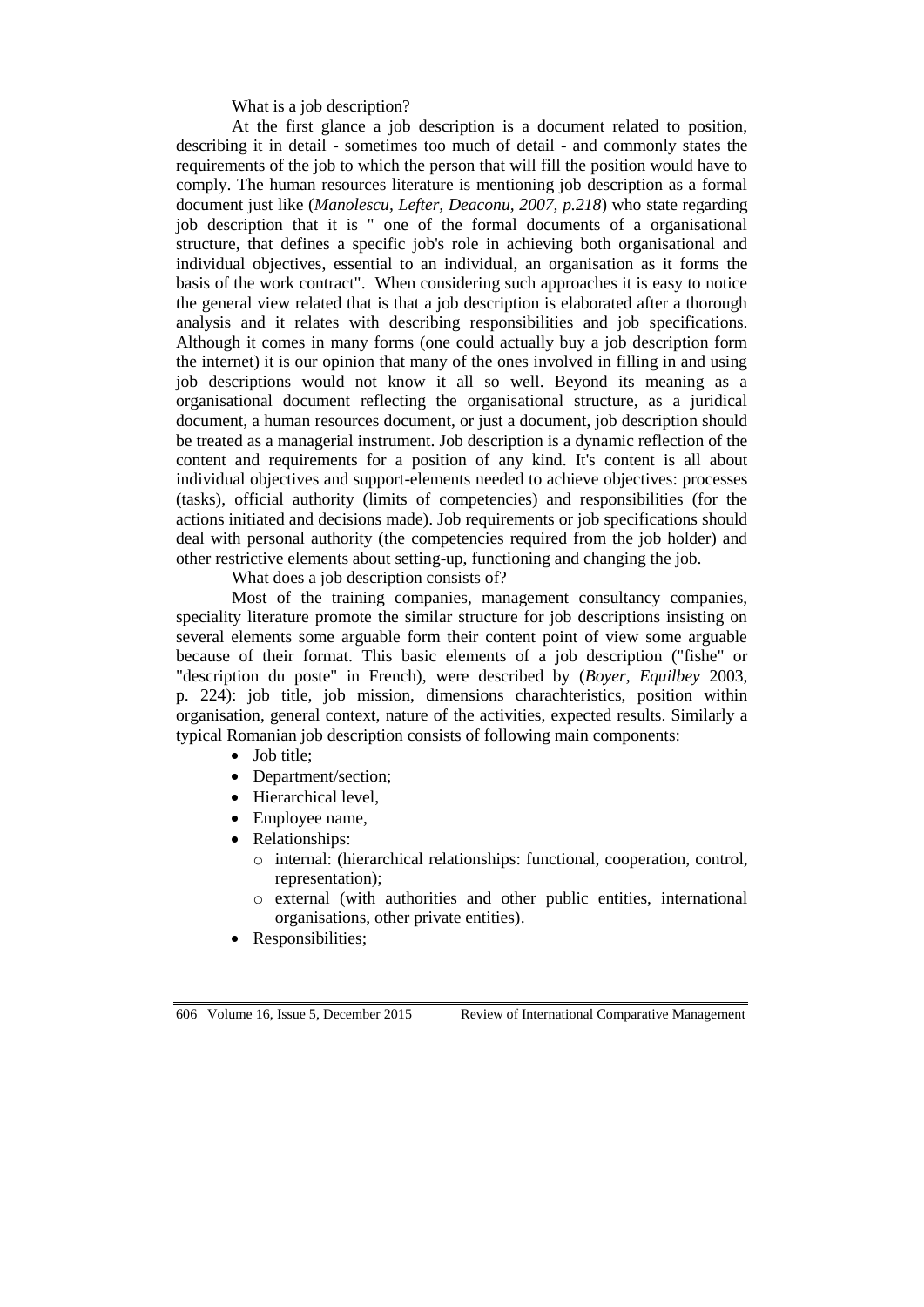What is a job description?

At the first glance a job description is a document related to position, describing it in detail - sometimes too much of detail - and commonly states the requirements of the job to which the person that will fill the position would have to comply. The human resources literature is mentioning job description as a formal document just like (*Manolescu, Lefter, Deaconu, 2007, p.218*) who state regarding job description that it is " one of the formal documents of a organisational structure, that defines a specific job's role in achieving both organisational and individual objectives, essential to an individual, an organisation as it forms the basis of the work contract". When considering such approaches it is easy to notice the general view related that is that a job description is elaborated after a thorough analysis and it relates with describing responsibilities and job specifications. Although it comes in many forms (one could actually buy a job description form the internet) it is our opinion that many of the ones involved in filling in and using job descriptions would not know it all so well. Beyond its meaning as a organisational document reflecting the organisational structure, as a juridical document, a human resources document, or just a document, job description should be treated as a managerial instrument. Job description is a dynamic reflection of the content and requirements for a position of any kind. It's content is all about individual objectives and support-elements needed to achieve objectives: processes (tasks), official authority (limits of competencies) and responsibilities (for the actions initiated and decisions made). Job requirements or job specifications should deal with personal authority (the competencies required from the job holder) and other restrictive elements about setting-up, functioning and changing the job.

What does a job description consists of?

Most of the training companies, management consultancy companies, speciality literature promote the similar structure for job descriptions insisting on several elements some arguable form their content point of view some arguable because of their format. This basic elements of a job description ("fishe" or "description du poste" in French), were described by (*Boyer, Equilbey* 2003, p. 224): job title, job mission, dimensions charachteristics, position within organisation, general context, nature of the activities, expected results. Similarly a typical Romanian job description consists of following main components:

- Job title;
- Department/section;
- Hierarchical level,
- Employee name,
- Relationships:
  - internal: (hierarchical relationships: functional, cooperation, control, representation);
  - external (with authorities and other public entities, international organisations, other private entities).
- Responsibilities;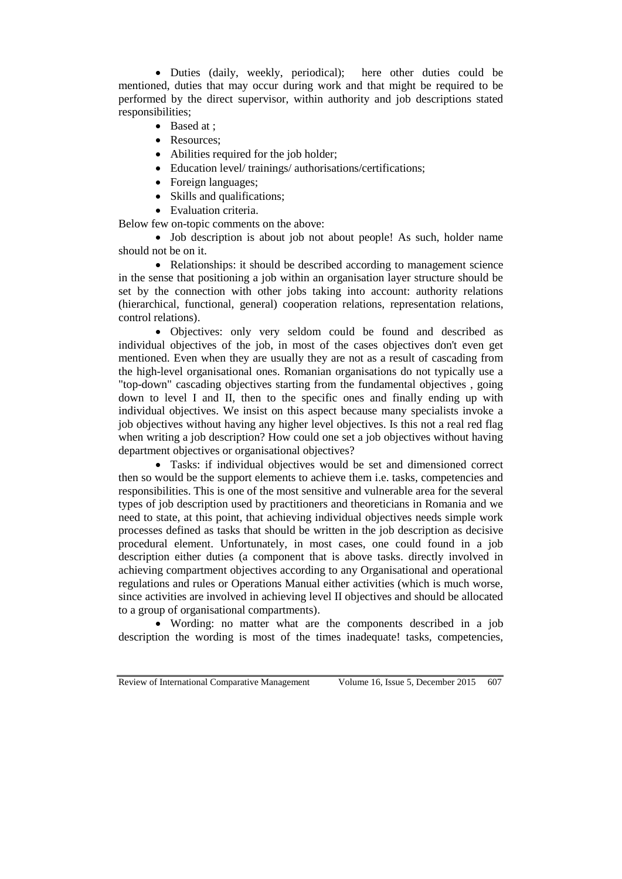- Duties (daily, weekly, periodical); here other duties could be mentioned, duties that may occur during work and that might be required to be performed by the direct supervisor, within authority and job descriptions stated responsibilities;
  - Based at ;
  - Resources;
  - Abilities required for the job holder;
  - Education level/ trainings/ authorisations/certifications;
  - Foreign languages;
  - Skills and qualifications;
  - Evaluation criteria.

Below few on-topic comments on the above:

- Job description is about job not about people! As such, holder name should not be on it.
- Relationships: it should be described according to management science in the sense that positioning a job within an organisation layer structure should be set by the connection with other jobs taking into account: authority relations (hierarchical, functional, general) cooperation relations, representation relations, control relations).
- Objectives: only very seldom could be found and described as individual objectives of the job, in most of the cases objectives don't even get mentioned. Even when they are usually they are not as a result of cascading from the high-level organisational ones. Romanian organisations do not typically use a "top-down" cascading objectives starting from the fundamental objectives , going down to level I and II, then to the specific ones and finally ending up with individual objectives. We insist on this aspect because many specialists invoke a job objectives without having any higher level objectives. Is this not a real red flag when writing a job description? How could one set a job objectives without having department objectives or organisational objectives?
- Tasks: if individual objectives would be set and dimensioned correct then so would be the support elements to achieve them i.e. tasks, competencies and responsibilities. This is one of the most sensitive and vulnerable area for the several types of job description used by practitioners and theoreticians in Romania and we need to state, at this point, that achieving individual objectives needs simple work processes defined as tasks that should be written in the job description as decisive procedural element. Unfortunately, in most cases, one could found in a job description either duties (a component that is above tasks. directly involved in achieving compartment objectives according to any Organisational and operational regulations and rules or Operations Manual either activities (which is much worse, since activities are involved in achieving level II objectives and should be allocated to a group of organisational compartments).
- Wording: no matter what are the components described in a job description the wording is most of the times inadequate! tasks, competencies,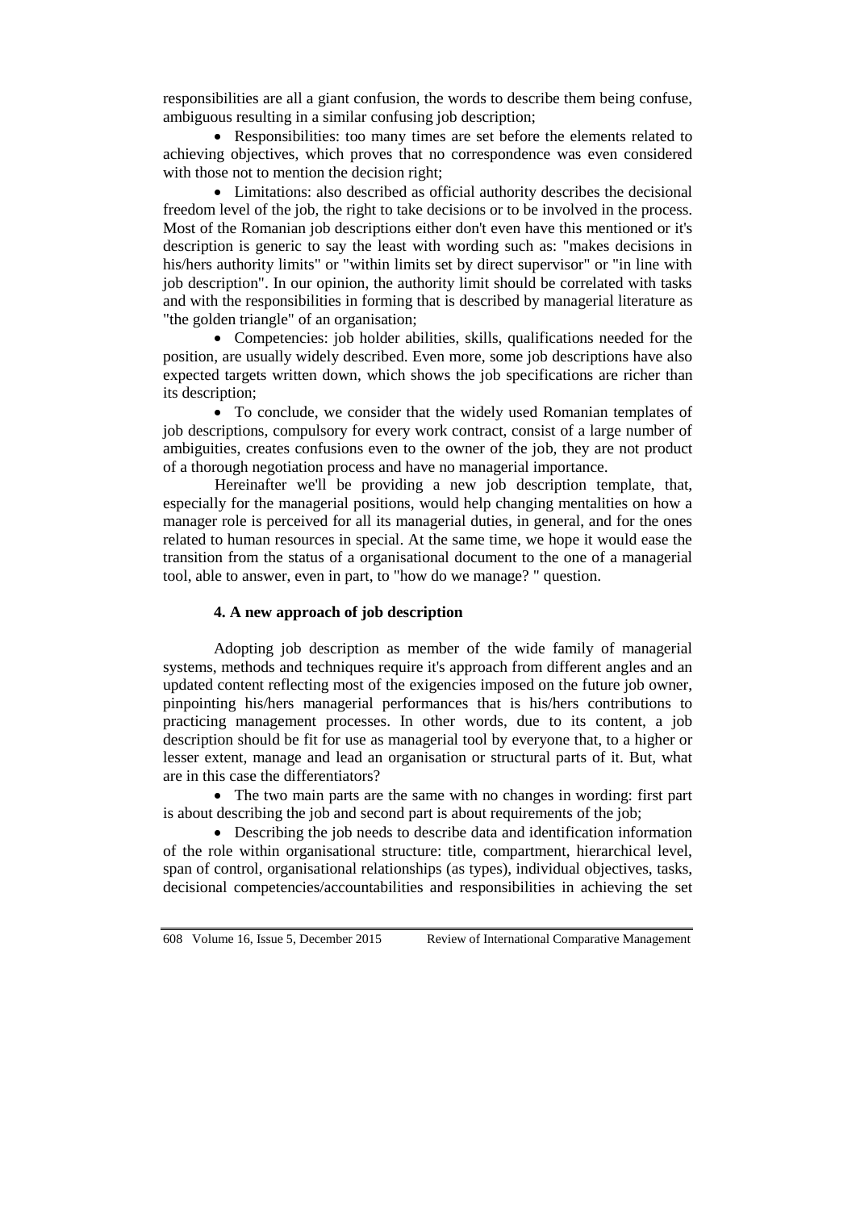responsibilities are all a giant confusion, the words to describe them being confuse, ambiguous resulting in a similar confusing job description;

- Responsibilities: too many times are set before the elements related to achieving objectives, which proves that no correspondence was even considered with those not to mention the decision right;
- Limitations: also described as official authority describes the decisional freedom level of the job, the right to take decisions or to be involved in the process. Most of the Romanian job descriptions either don't even have this mentioned or it's description is generic to say the least with wording such as: "makes decisions in his/hers authority limits" or "within limits set by direct supervisor" or "in line with job description". In our opinion, the authority limit should be correlated with tasks and with the responsibilities in forming that is described by managerial literature as "the golden triangle" of an organisation;
- Competencies: job holder abilities, skills, qualifications needed for the position, are usually widely described. Even more, some job descriptions have also expected targets written down, which shows the job specifications are richer than its description;
- To conclude, we consider that the widely used Romanian templates of job descriptions, compulsory for every work contract, consist of a large number of ambiguities, creates confusions even to the owner of the job, they are not product of a thorough negotiation process and have no managerial importance.

Hereinafter we'll be providing a new job description template, that, especially for the managerial positions, would help changing mentalities on how a manager role is perceived for all its managerial duties, in general, and for the ones related to human resources in special. At the same time, we hope it would ease the transition from the status of a organisational document to the one of a managerial tool, able to answer, even in part, to "how do we manage? " question.

### 4. A new approach of job description

Adopting job description as member of the wide family of managerial systems, methods and techniques require it's approach from different angles and an updated content reflecting most of the exigencies imposed on the future job owner, pinpointing his/hers managerial performances that is his/hers contributions to practicing management processes. In other words, due to its content, a job description should be fit for use as managerial tool by everyone that, to a higher or lesser extent, manage and lead an organisation or structural parts of it. But, what are in this case the differentiators?

- The two main parts are the same with no changes in wording: first part is about describing the job and second part is about requirements of the job;
- Describing the job needs to describe data and identification information of the role within organisational structure: title, compartment, hierarchical level, span of control, organisational relationships (as types), individual objectives, tasks, decisional competencies/accountabilities and responsibilities in achieving the set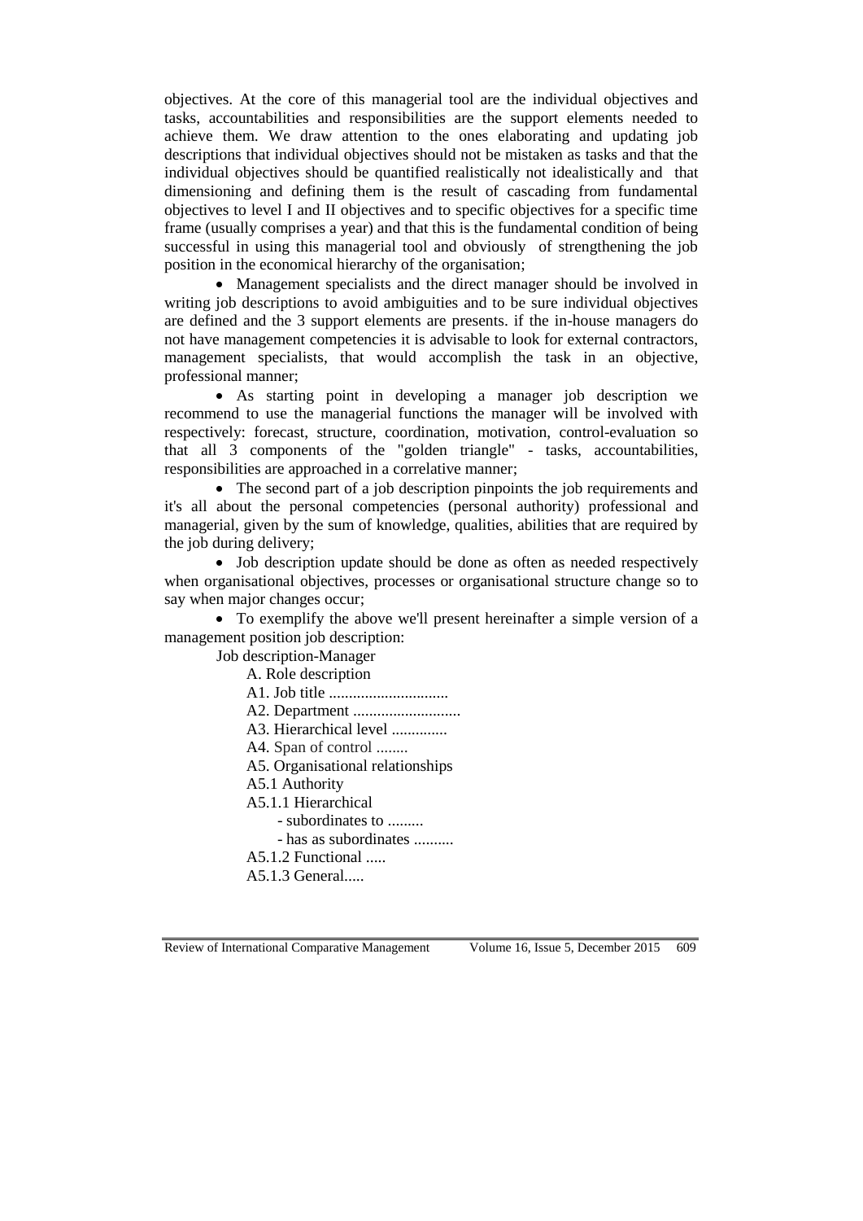objectives. At the core of this managerial tool are the individual objectives and tasks, accountabilities and responsibilities are the support elements needed to achieve them. We draw attention to the ones elaborating and updating job descriptions that individual objectives should not be mistaken as tasks and that the individual objectives should be quantified realistically not idealistically and that dimensioning and defining them is the result of cascading from fundamental objectives to level I and II objectives and to specific objectives for a specific time frame (usually comprises a year) and that this is the fundamental condition of being successful in using this managerial tool and obviously of strengthening the job position in the economical hierarchy of the organisation;

- Management specialists and the direct manager should be involved in writing job descriptions to avoid ambiguities and to be sure individual objectives are defined and the 3 support elements are presents. if the in-house managers do not have management competencies it is advisable to look for external contractors, management specialists, that would accomplish the task in an objective, professional manner;
- As starting point in developing a manager job description we recommend to use the managerial functions the manager will be involved with respectively: forecast, structure, coordination, motivation, control-evaluation so that all 3 components of the "golden triangle" - tasks, accountabilities, responsibilities are approached in a correlative manner;
- The second part of a job description pinpoints the job requirements and it's all about the personal competencies (personal authority) professional and managerial, given by the sum of knowledge, qualities, abilities that are required by the job during delivery;
- Job description update should be done as often as needed respectively when organisational objectives, processes or organisational structure change so to say when major changes occur;
- To exemplify the above we'll present hereinafter a simple version of a management position job description:

Job description-Manager

A. Role description

A1. Job title ..............................

A2. Department ...........................

A3. Hierarchical level ..............

A4. Span of control ........

A5. Organisational relationships

A5.1 Authority

A5.1.1 Hierarchical

- subordinates to .........
- has as subordinates ..........

A5.1.2 Functional .....

A5.1.3 General.....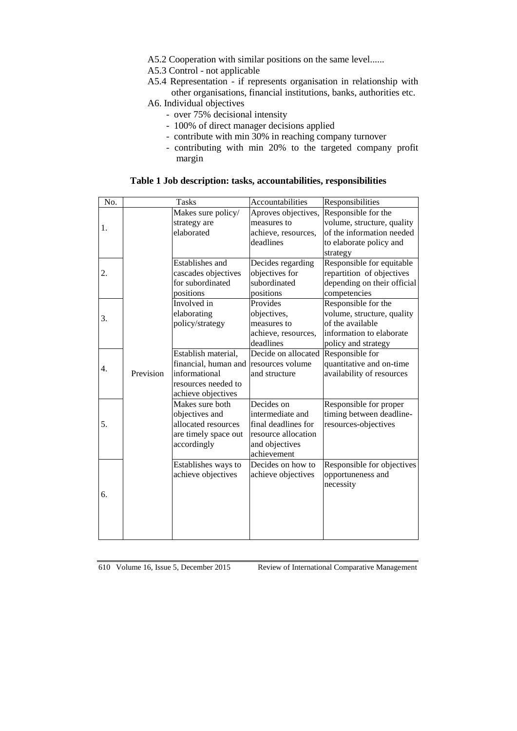A5.2 Cooperation with similar positions on the same level......

A5.3 Control - not applicable

A5.4 Representation - if represents organisation in relationship with other organisations, financial institutions, banks, authorities etc.

A6. Individual objectives

- over 75% decisional intensity
- 100% of direct manager decisions applied
- contribute with min 30% in reaching company turnover
- contributing with min 20% to the targeted company profit margin

**Table 1 Job description: tasks, accountabilities, responsibilities**

| No. | Tasks | | Accountabilities | Responsibilities |
|---|---|---|---|---|
| 1. | Prevision | Makes sure policy/ strategy are elaborated | Aproves objectives, measures to achieve, resources, deadlines | Responsible for the volume, structure, quality of the information needed to elaborate policy and strategy |
| 2. | | Establishes and cascades objectives for subordinated positions | Decides regarding objectives for subordinated positions | Responsible for equitable repartition of objectives depending on their official competencies |
| 3. | | Involved in elaborating policy/strategy | Provides objectives, measures to achieve, resources, deadlines | Responsible for the volume, structure, quality of the available information to elaborate policy and strategy |
| 4. | | Establish material, financial, human and informational resources needed to achieve objectives | Decide on allocated resources volume and structure | Responsible for quantitative and on-time availability of resources |
| 5. | | Makes sure both objectives and allocated resources are timely space out accordingly | Decides on intermediate and final deadlines for resource allocation and objectives achievement | Responsible for proper timing between deadline-resources-objectives |
| 6. | | Establishes ways to achieve objectives | Decides on how to achieve objectives | Responsible for objectives opportuneness and necessity |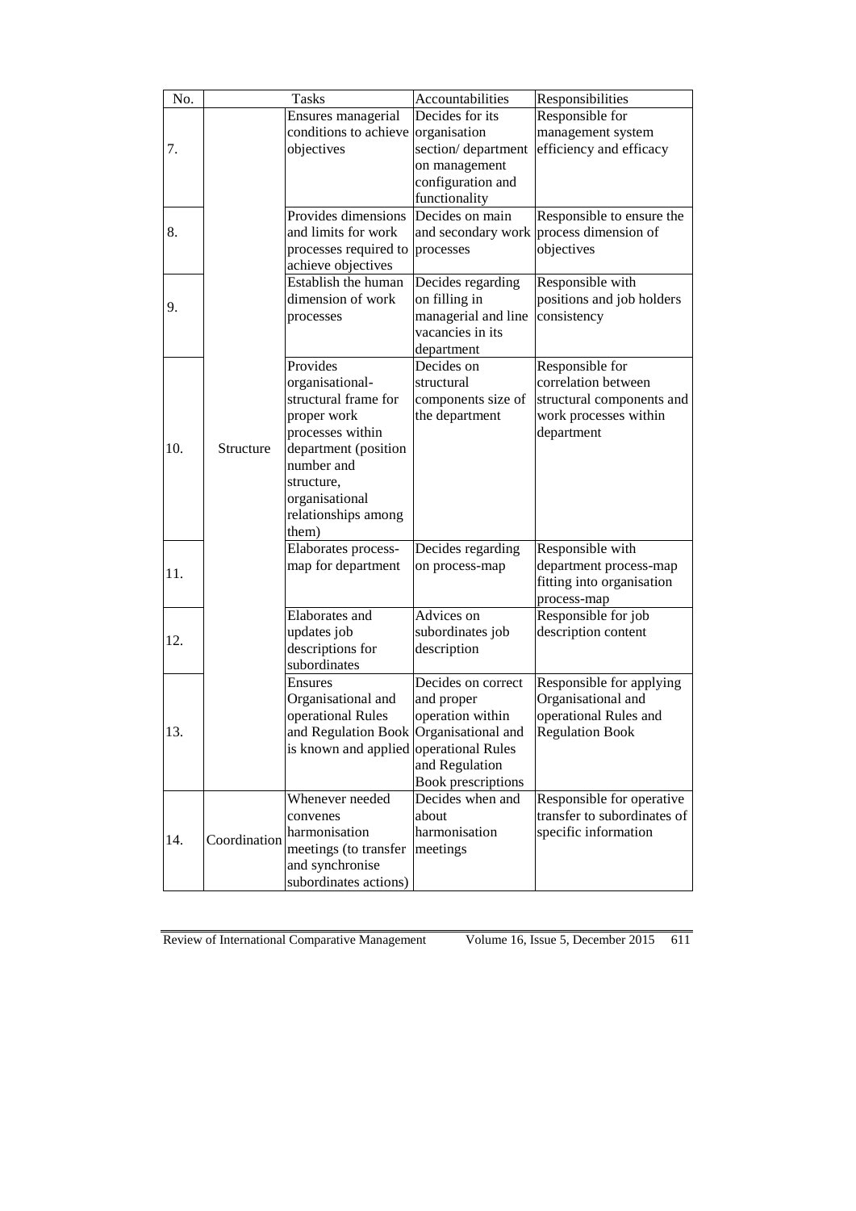| No. | Tasks | | Accountabilities | Responsibilities |
|---|---|---|---|---|
| 7. | Structure | Ensures managerial conditions to achieve objectives | Decides for its organisation section/ department on management configuration and functionality | Responsible for management system efficiency and efficacy |
| 8. | | Provides dimensions and limits for work processes required to achieve objectives | Decides on main and secondary work processes | Responsible to ensure the process dimension of objectives |
| 9. | | Establish the human dimension of work processes | Decides regarding on filling in managerial and line vacancies in its department | Responsible with positions and job holders consistency |
| 10. | | Provides organisational-structural frame for proper work processes within department (position number and structure, organisational relationships among them) | Decides on structural components size of the department | Responsible for correlation between structural components and work processes within department |
| 11. | | Elaborates process-map for department | Decides regarding on process-map | Responsible with department process-map fitting into organisation process-map |
| 12. | | Elaborates and updates job descriptions for subordinates | Advices on subordinates job description | Responsible for job description content |
| 13. | | Ensures Organisational and operational Rules and Regulation Book is known and applied | Decides on correct and proper operation within Organisational and operational Rules and Regulation Book prescriptions | Responsible for applying Organisational and operational Rules and Regulation Book |
| 14. | Coordination | Whenever needed convenes harmonisation meetings (to transfer and synchronise subordinates actions) | Decides when and about harmonisation meetings | Responsible for operative transfer to subordinates of specific information |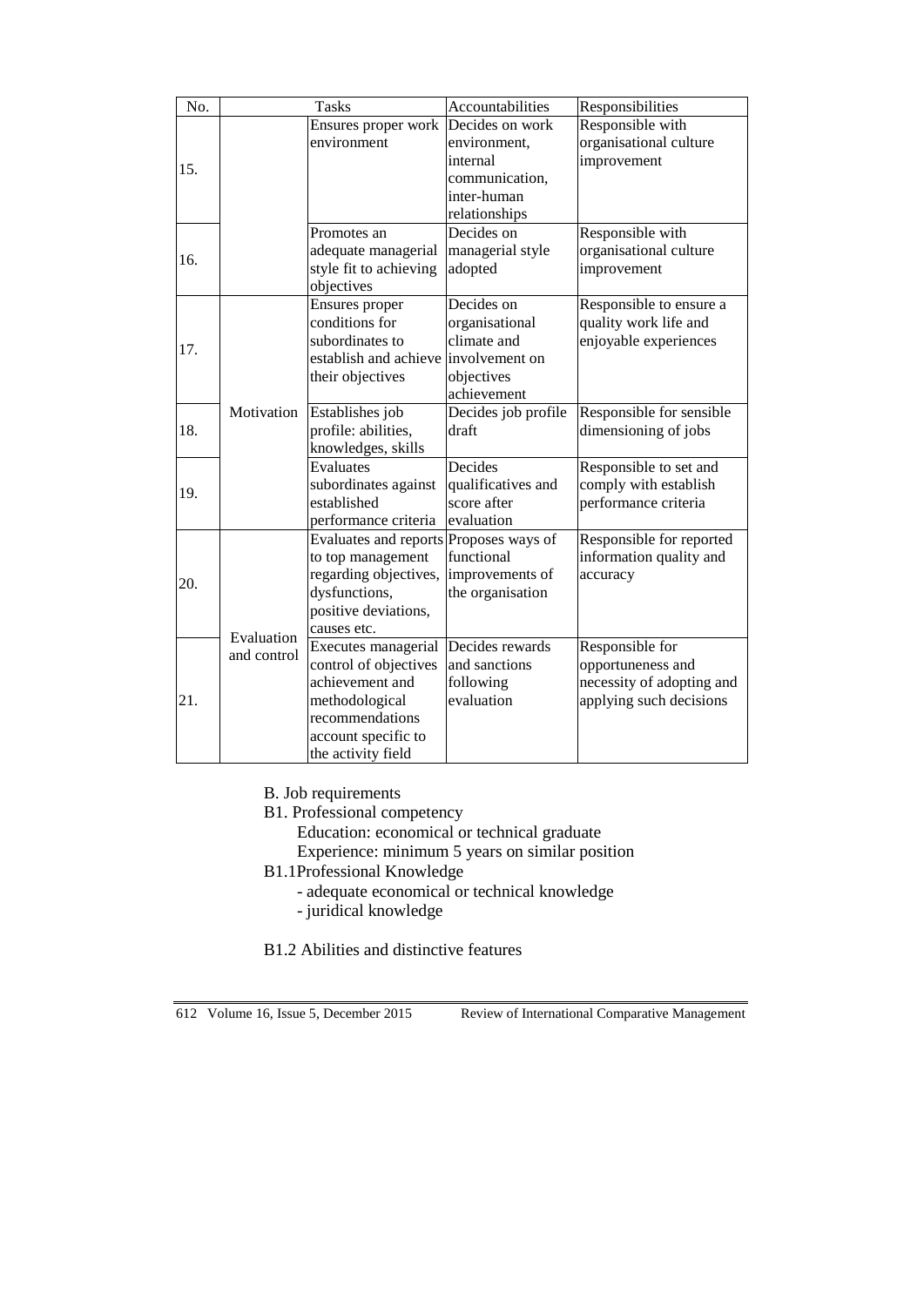| No. | Tasks | | Accountabilities | Responsibilities |
|---|---|---|---|---|
| 15. | | Ensures proper work environment | Decides on work environment, internal communication, inter-human relationships | Responsible with organisational culture improvement |
| 16. | | Promotes an adequate managerial style fit to achieving objectives | Decides on managerial style adopted | Responsible with organisational culture improvement |
| 17. | Motivation | Ensures proper conditions for subordinates to establish and achieve their objectives | Decides on organisational climate and involvement on objectives achievement | Responsible to ensure a quality work life and enjoyable experiences |
| 18. | | Establishes job profile: abilities, knowledges, skills | Decides job profile draft | Responsible for sensible dimensioning of jobs |
| 19. | | Evaluates subordinates against established performance criteria | Decides qualificatives and score after evaluation | Responsible to set and comply with establish performance criteria |
| 20. | Evaluation and control | Evaluates and reports to top management regarding objectives, dysfunctions, positive deviations, causes etc. | Proposes ways of functional improvements of the organisation | Responsible for reported information quality and accuracy |
| 21. | | Executes managerial control of objectives achievement and methodological recommendations account specific to the activity field | Decides rewards and sanctions following evaluation | Responsible for opportuneness and necessity of adopting and applying such decisions |

B. Job requirements

B1. Professional competency

Education: economical or technical graduate

Experience: minimum 5 years on similar position

B1.1Professional Knowledge

- adequate economical or technical knowledge
- juridical knowledge

B1.2 Abilities and distinctive features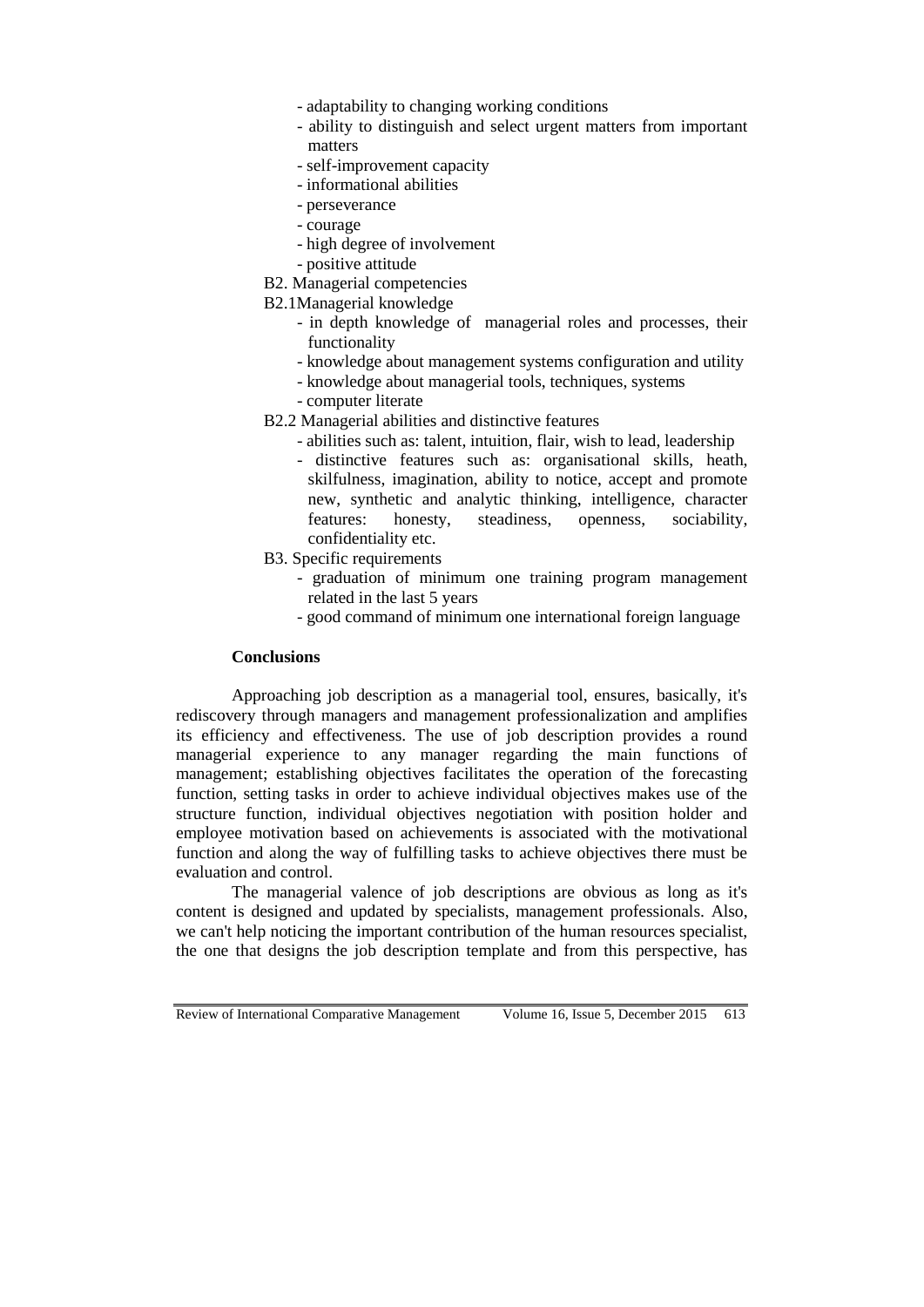- adaptability to changing working conditions
- ability to distinguish and select urgent matters from important matters
- self-improvement capacity
- informational abilities
- perseverance
- courage
- high degree of involvement
- positive attitude

B2. Managerial competencies

B2.1Managerial knowledge

- in depth knowledge of managerial roles and processes, their functionality
- knowledge about management systems configuration and utility
- knowledge about managerial tools, techniques, systems
- computer literate

B2.2 Managerial abilities and distinctive features

- abilities such as: talent, intuition, flair, wish to lead, leadership
- distinctive features such as: organisational skills, heath, skilfulness, imagination, ability to notice, accept and promote new, synthetic and analytic thinking, intelligence, character features: honesty, steadiness, openness, sociability, confidentiality etc.

B3. Specific requirements

- graduation of minimum one training program management related in the last 5 years
- good command of minimum one international foreign language

**Conclusions**

Approaching job description as a managerial tool, ensures, basically, it's rediscovery through managers and management professionalization and amplifies its efficiency and effectiveness. The use of job description provides a round managerial experience to any manager regarding the main functions of management; establishing objectives facilitates the operation of the forecasting function, setting tasks in order to achieve individual objectives makes use of the structure function, individual objectives negotiation with position holder and employee motivation based on achievements is associated with the motivational function and along the way of fulfilling tasks to achieve objectives there must be evaluation and control.

The managerial valence of job descriptions are obvious as long as it's content is designed and updated by specialists, management professionals. Also, we can't help noticing the important contribution of the human resources specialist, the one that designs the job description template and from this perspective, has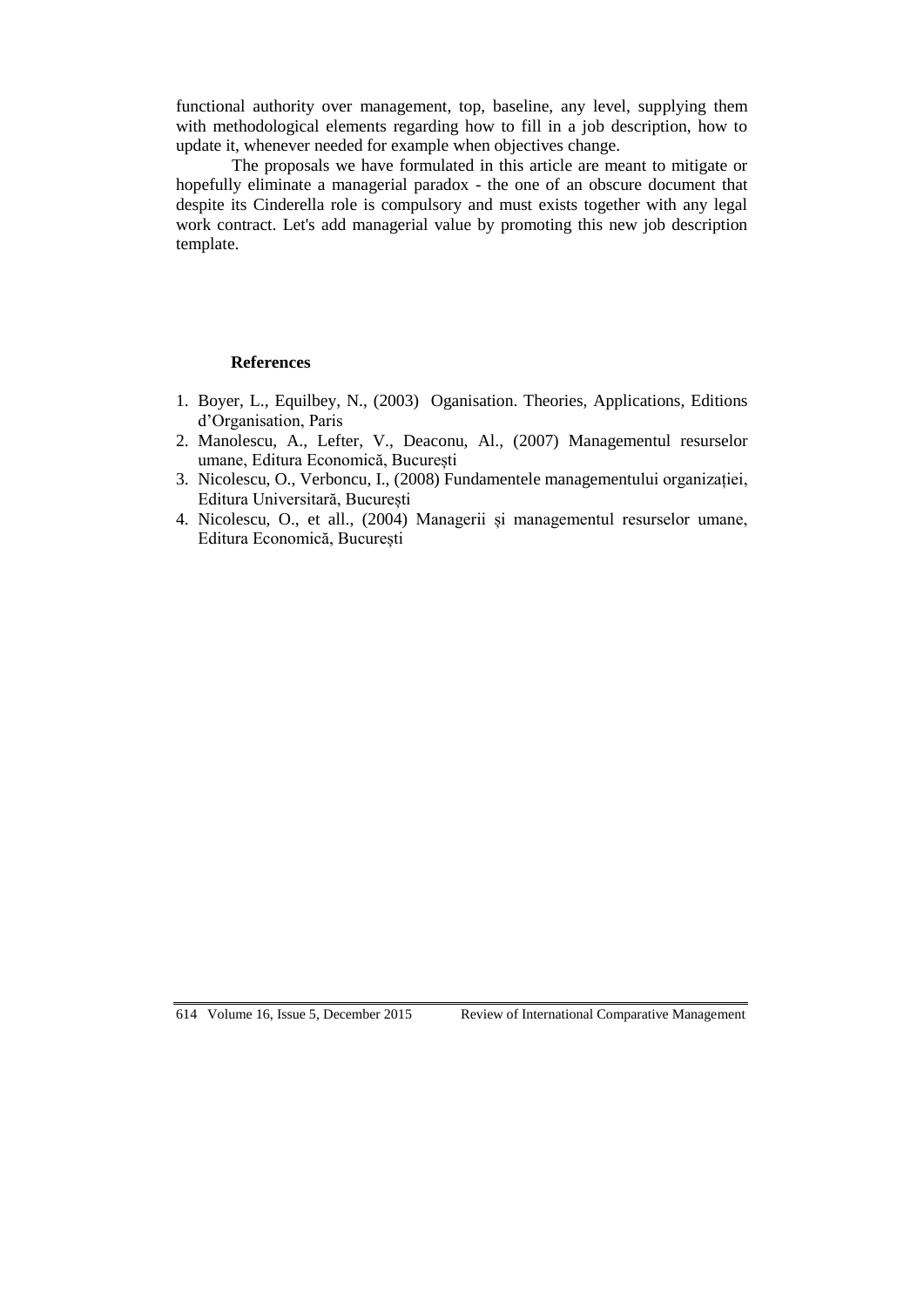functional authority over management, top, baseline, any level, supplying them with methodological elements regarding how to fill in a job description, how to update it, whenever needed for example when objectives change.

The proposals we have formulated in this article are meant to mitigate or hopefully eliminate a managerial paradox - the one of an obscure document that despite its Cinderella role is compulsory and must exists together with any legal work contract. Let's add managerial value by promoting this new job description template.

**References**

1. Boyer, L., Equilbey, N., (2003) Oganisation. Theories, Applications, Editions d'Organisation, Paris
2. Manolescu, A., Lefter, V., Deaconu, Al., (2007) Managementul resurselor umane, Editura Economică, București
3. Nicolescu, O., Verboncu, I., (2008) Fundamentele managementului organizației, Editura Universitară, București
4. Nicolescu, O., et all., (2004) Managerii și managementul resurselor umane, Editura Economică, București